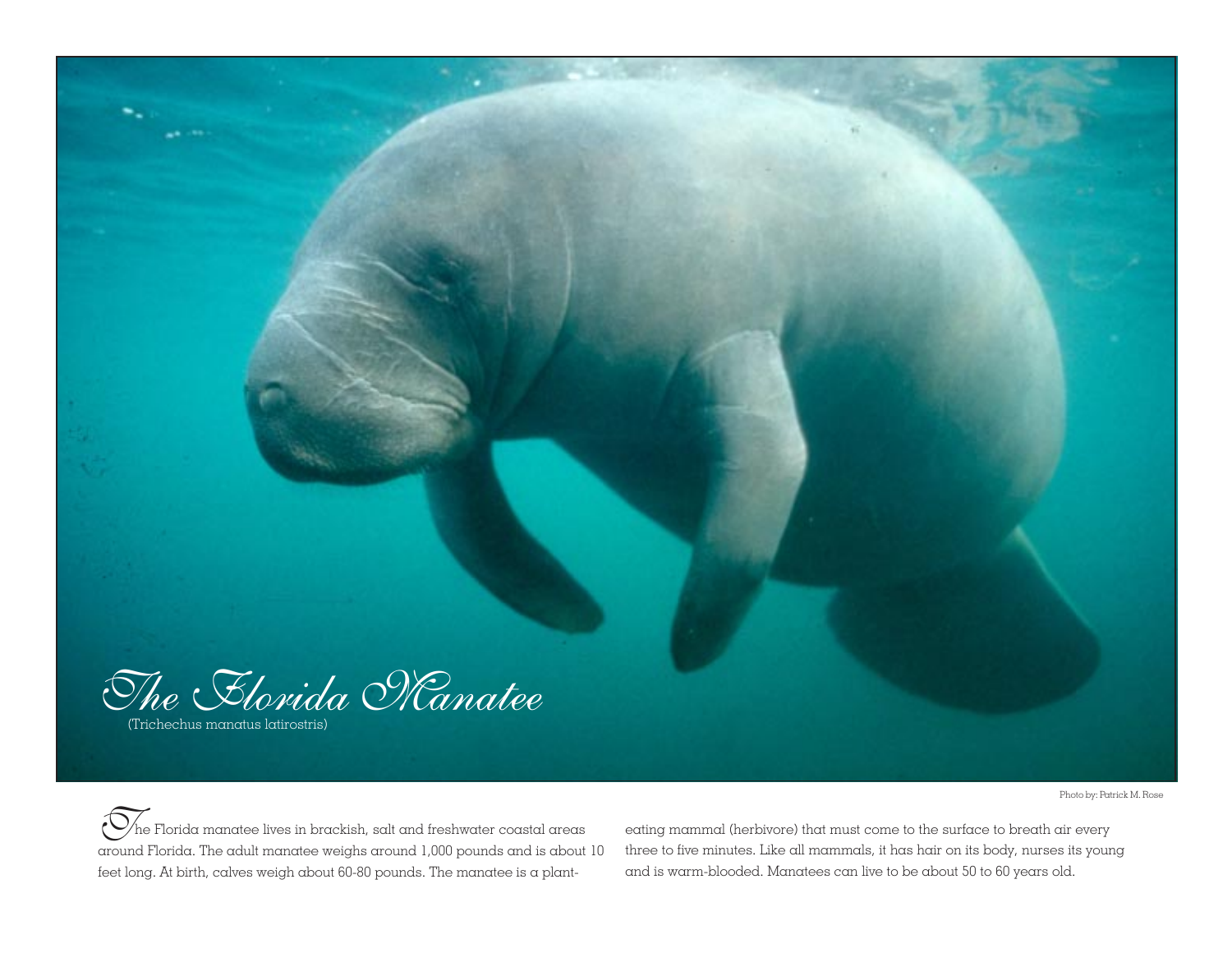# The Florida Manatee

(Trichechus manatus latirostris)

Photo by: Patrick M. Rose

The Florida manatee lives in brackish, salt and freshwater coastal areas around Florida. The adult manatee weighs around 1,000 pounds and is about 10 feet long. At birth, calves weigh about 60-80 pounds. The manatee is a plant-eating mammal (herbivore) that must come to the surface to breath air every three to five minutes. Like all mammals, it has hair on its body, nurses its young and is warm-blooded. Manatees can live to be about 50 to 60 years old.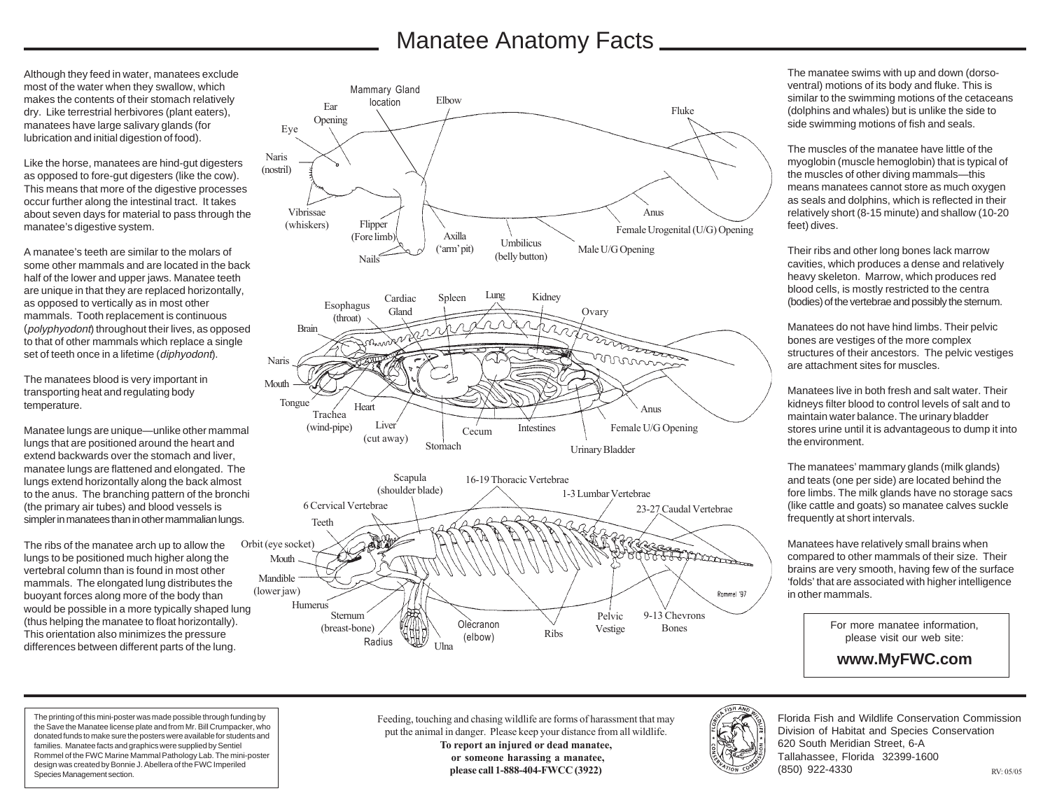# Manatee Anatomy Facts

Although they feed in water, manatees exclude most of the water when they swallow, which makes the contents of their stomach relatively dry. Like terrestrial herbivores (plant eaters), manatees have large salivary glands (for lubrication and initial digestion of food).

Like the horse, manatees are hind-gut digesters as opposed to fore-gut digesters (like the cow). This means that more of the digestive processes occur further along the intestinal tract. It takes about seven days for material to pass through the manatee's digestive system.

A manatee's teeth are similar to the molars of some other mammals and are located in the back half of the lower and upper jaws. Manatee teeth are unique in that they are replaced horizontally, as opposed to vertically as in most other mammals. Tooth replacement is continuous (*polyphyodont*) throughout their lives, as opposed to that of other mammals which replace a single set of teeth once in a lifetime (*diphyodont*).

The manatees blood is very important in transporting heat and regulating body temperature.

Manatee lungs are unique—unlike other mammal lungs that are positioned around the heart and extend backwards over the stomach and liver, manatee lungs are flattened and elongated. The lungs extend horizontally along the back almost to the anus. The branching pattern of the bronchi (the primary air tubes) and blood vessels is simpler in manatees than in other mammalian lungs.

The ribs of the manatee arch up to allow the lungs to be positioned much higher along the vertebral column than is found in most other mammals. The elongated lung distributes the buoyant forces along more of the body than would be possible in a more typically shaped lung (thus helping the manatee to float horizontally). This orientation also minimizes the pressure differences between different parts of the lung.

Mammary Gland location
Elbow
Ear Opening
Eye
Fluke
Naris (nostril)
Vibrissae (whiskers)
Flipper (Fore limb)
Axilla ('arm' pit)
Umbilicus (belly button)
Nails
Anus
Female Urogenital (U/G) Opening
Male U/G Opening

Esophagus (throat)
Cardiac Gland
Spleen
Lung
Kidney
Brain
Ovary
Naris
Mouth
Tongue
Trachea (wind-pipe)
Heart
Liver (cut away)
Stomach
Cecum
Intestines
Urinary Bladder
Anus
Female U/G Opening

Scapula (shoulder blade)
16-19 Thoracic Vertebrae
1-3 Lumbar Vertebrae
6 Cervical Vertebrae
23-27 Caudal Vertebrae
Teeth
Orbit (eye socket)
Mouth
Mandible (lower jaw)
Humerus
Sternum (breast-bone)
Radius
Ulna
Olecranon (elbow)
Ribs
Pelvic Vestige
9-13 Chevrons Bones
Rommel '97

The manatee swims with up and down (dorso-ventral) motions of its body and fluke. This is similar to the swimming motions of the cetaceans (dolphins and whales) but is unlike the side to side swimming motions of fish and seals.

The muscles of the manatee have little of the myoglobin (muscle hemoglobin) that is typical of the muscles of other diving mammals—this means manatees cannot store as much oxygen as seals and dolphins, which is reflected in their relatively short (8-15 minute) and shallow (10-20 feet) dives.

Their ribs and other long bones lack marrow cavities, which produces a dense and relatively heavy skeleton. Marrow, which produces red blood cells, is mostly restricted to the centra (bodies) of the vertebrae and possibly the sternum.

Manatees do not have hind limbs. Their pelvic bones are vestiges of the more complex structures of their ancestors. The pelvic vestiges are attachment sites for muscles.

Manatees live in both fresh and salt water. Their kidneys filter blood to control levels of salt and to maintain water balance. The urinary bladder stores urine until it is advantageous to dump it into the environment.

The manatees' mammary glands (milk glands) and teats (one per side) are located behind the fore limbs. The milk glands have no storage sacs (like cattle and goats) so manatee calves suckle frequently at short intervals.

Manatees have relatively small brains when compared to other mammals of their size. Their brains are very smooth, having few of the surface 'folds' that are associated with higher intelligence in other mammals.

For more manatee information, please visit our web site:

**www.MyFWC.com**

The printing of this mini-poster was made possible through funding by the Save the Manatee license plate and from Mr. Bill Crumpacker, who donated funds to make sure the posters were available for students and families. Manatee facts and graphics were supplied by Sentiel Rommel of the FWC Marine Mammal Pathology Lab. The mini-poster design was created by Bonnie J. Abellera of the FWC Imperiled Species Management section.

Feeding, touching and chasing wildlife are forms of harassment that may put the animal in danger. Please keep your distance from all wildlife.

**To report an injured or dead manatee, or someone harassing a manatee, please call 1-888-404-FWCC (3922)**

Florida Fish and Wildlife Conservation Commission
Division of Habitat and Species Conservation
620 South Meridian Street, 6-A
Tallahassee, Florida 32399-1600
(850) 922-4330

RV: 05/05